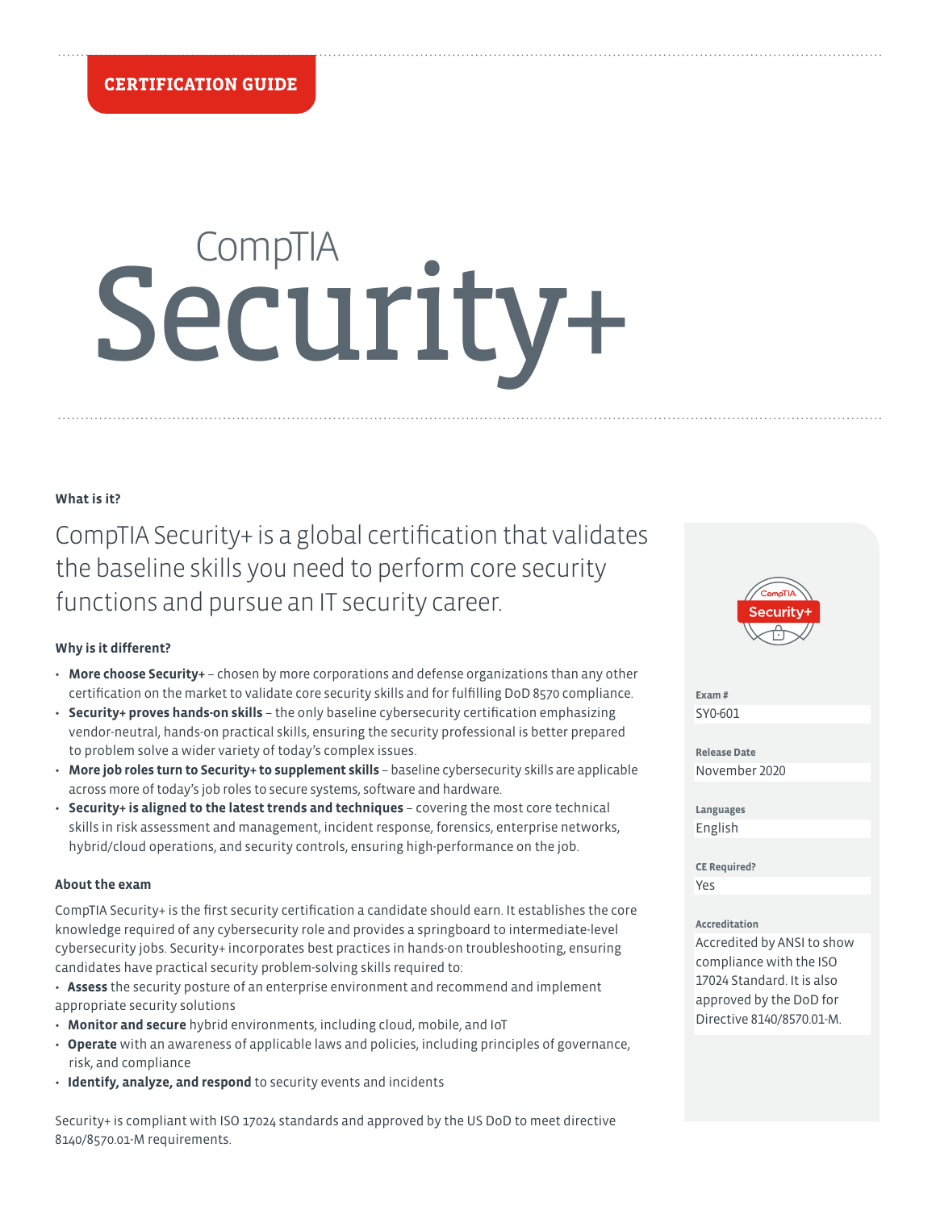CERTIFICATION GUIDE

# CompTIA Security+

### What is it?

CompTIA Security+ is a global certification that validates the baseline skills you need to perform core security functions and pursue an IT security career.

### Why is it different?

- **More choose Security+** – chosen by more corporations and defense organizations than any other certification on the market to validate core security skills and for fulfilling DoD 8570 compliance.
- **Security+ proves hands-on skills** – the only baseline cybersecurity certification emphasizing vendor-neutral, hands-on practical skills, ensuring the security professional is better prepared to problem solve a wider variety of today's complex issues.
- **More job roles turn to Security+ to supplement skills** – baseline cybersecurity skills are applicable across more of today's job roles to secure systems, software and hardware.
- **Security+ is aligned to the latest trends and techniques** – covering the most core technical skills in risk assessment and management, incident response, forensics, enterprise networks, hybrid/cloud operations, and security controls, ensuring high-performance on the job.

### About the exam

CompTIA Security+ is the first security certification a candidate should earn. It establishes the core knowledge required of any cybersecurity role and provides a springboard to intermediate-level cybersecurity jobs. Security+ incorporates best practices in hands-on troubleshooting, ensuring candidates have practical security problem-solving skills required to:

- **Assess** the security posture of an enterprise environment and recommend and implement appropriate security solutions
- **Monitor and secure** hybrid environments, including cloud, mobile, and IoT
- **Operate** with an awareness of applicable laws and policies, including principles of governance, risk, and compliance
- **Identify, analyze, and respond** to security events and incidents

Security+ is compliant with ISO 17024 standards and approved by the US DoD to meet directive 8140/8570.01-M requirements.

**Exam #**
SY0-601

**Release Date**
November 2020

**Languages**
English

**CE Required?**
Yes

**Accreditation**
Accredited by ANSI to show compliance with the ISO 17024 Standard. It is also approved by the DoD for Directive 8140/8570.01-M.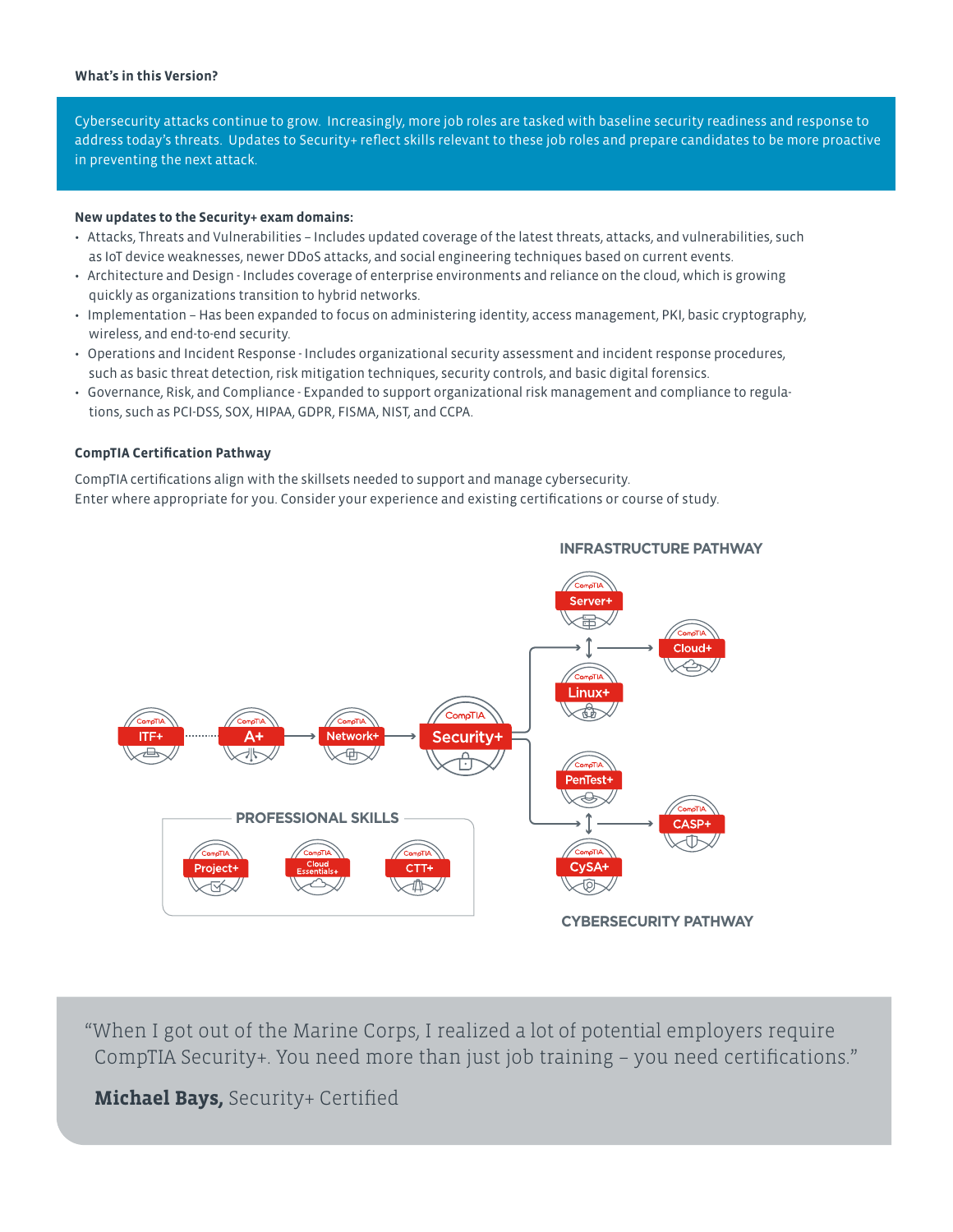**What's in this Version?**

Cybersecurity attacks continue to grow. Increasingly, more job roles are tasked with baseline security readiness and response to address today's threats. Updates to Security+ reflect skills relevant to these job roles and prepare candidates to be more proactive in preventing the next attack.

**New updates to the Security+ exam domains:**

- Attacks, Threats and Vulnerabilities – Includes updated coverage of the latest threats, attacks, and vulnerabilities, such as IoT device weaknesses, newer DDoS attacks, and social engineering techniques based on current events.
- Architecture and Design - Includes coverage of enterprise environments and reliance on the cloud, which is growing quickly as organizations transition to hybrid networks.
- Implementation – Has been expanded to focus on administering identity, access management, PKI, basic cryptography, wireless, and end-to-end security.
- Operations and Incident Response - Includes organizational security assessment and incident response procedures, such as basic threat detection, risk mitigation techniques, security controls, and basic digital forensics.
- Governance, Risk, and Compliance - Expanded to support organizational risk management and compliance to regulations, such as PCI-DSS, SOX, HIPAA, GDPR, FISMA, NIST, and CCPA.

**CompTIA Certification Pathway**

CompTIA certifications align with the skillsets needed to support and manage cybersecurity.
Enter where appropriate for you. Consider your experience and existing certifications or course of study.

INFRASTRUCTURE PATHWAY

ITF+ ··· A+ → Network+ → Security+

Security+ → Server+ / Linux+ → Cloud+

Security+ → PenTest+ / CySA+ → CASP+

PROFESSIONAL SKILLS: Project+, Cloud Essentials+, CTT+

CYBERSECURITY PATHWAY

> "When I got out of the Marine Corps, I realized a lot of potential employers require CompTIA Security+. You need more than just job training – you need certifications."
>
> **Michael Bays,** Security+ Certified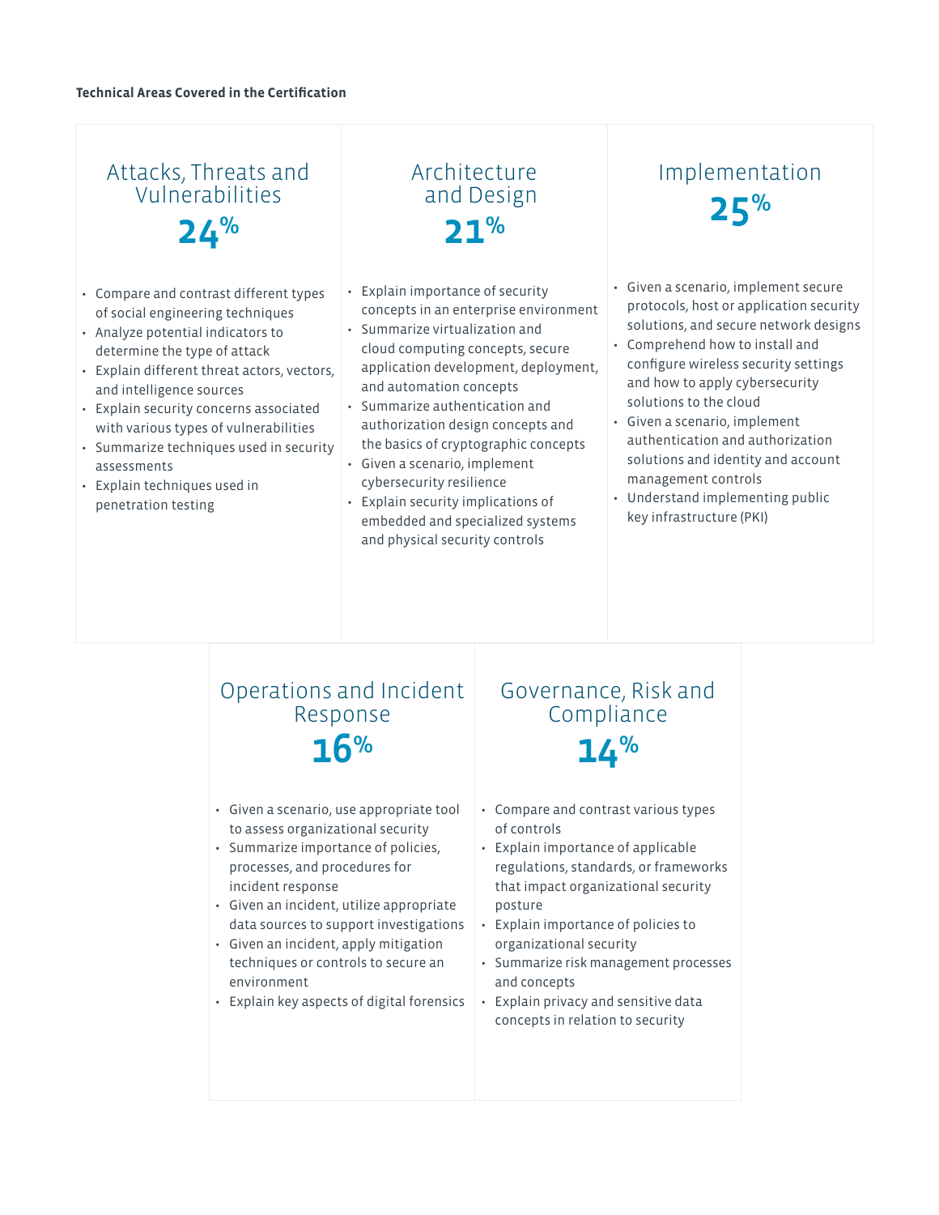**Technical Areas Covered in the Certification**

## Attacks, Threats and Vulnerabilities

**24%**

- Compare and contrast different types of social engineering techniques
- Analyze potential indicators to determine the type of attack
- Explain different threat actors, vectors, and intelligence sources
- Explain security concerns associated with various types of vulnerabilities
- Summarize techniques used in security assessments
- Explain techniques used in penetration testing

## Architecture and Design

**21%**

- Explain importance of security concepts in an enterprise environment
- Summarize virtualization and cloud computing concepts, secure application development, deployment, and automation concepts
- Summarize authentication and authorization design concepts and the basics of cryptographic concepts
- Given a scenario, implement cybersecurity resilience
- Explain security implications of embedded and specialized systems and physical security controls

## Implementation

**25%**

- Given a scenario, implement secure protocols, host or application security solutions, and secure network designs
- Comprehend how to install and configure wireless security settings and how to apply cybersecurity solutions to the cloud
- Given a scenario, implement authentication and authorization solutions and identity and account management controls
- Understand implementing public key infrastructure (PKI)

## Operations and Incident Response

**16%**

- Given a scenario, use appropriate tool to assess organizational security
- Summarize importance of policies, processes, and procedures for incident response
- Given an incident, utilize appropriate data sources to support investigations
- Given an incident, apply mitigation techniques or controls to secure an environment
- Explain key aspects of digital forensics

## Governance, Risk and Compliance

**14%**

- Compare and contrast various types of controls
- Explain importance of applicable regulations, standards, or frameworks that impact organizational security posture
- Explain importance of policies to organizational security
- Summarize risk management processes and concepts
- Explain privacy and sensitive data concepts in relation to security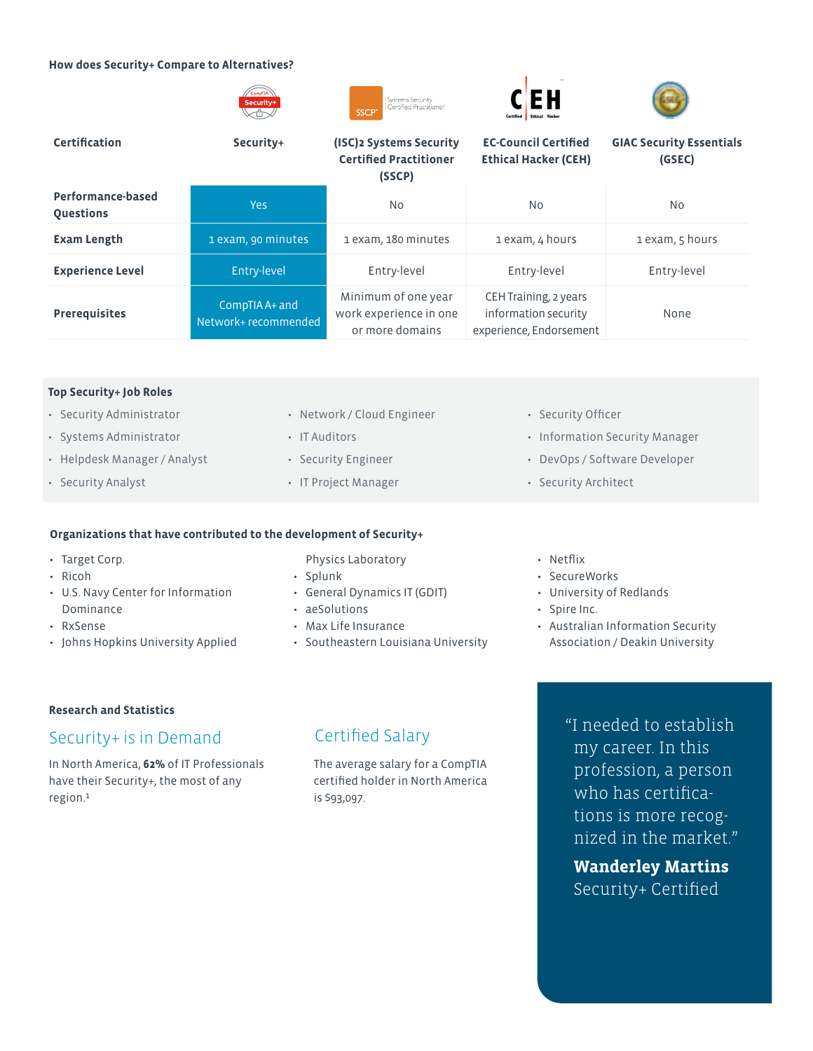**How does Security+ Compare to Alternatives?**

| Certification | Security+ | (ISC)2 Systems Security Certified Practitioner (SSCP) | EC-Council Certified Ethical Hacker (CEH) | GIAC Security Essentials (GSEC) |
|---|---|---|---|---|
| **Performance-based Questions** | Yes | No | No | No |
| **Exam Length** | 1 exam, 90 minutes | 1 exam, 180 minutes | 1 exam, 4 hours | 1 exam, 5 hours |
| **Experience Level** | Entry-level | Entry-level | Entry-level | Entry-level |
| **Prerequisites** | CompTIA A+ and Network+ recommended | Minimum of one year work experience in one or more domains | CEH Training, 2 years information security experience, Endorsement | None |

**Top Security+ Job Roles**

- Security Administrator
- Systems Administrator
- Helpdesk Manager / Analyst
- Security Analyst
- Network / Cloud Engineer
- IT Auditors
- Security Engineer
- IT Project Manager
- Security Officer
- Information Security Manager
- DevOps / Software Developer
- Security Architect

**Organizations that have contributed to the development of Security+**

- Target Corp.
- Ricoh
- U.S. Navy Center for Information Dominance
- RxSense
- Johns Hopkins University Applied Physics Laboratory
- Splunk
- General Dynamics IT (GDIT)
- aeSolutions
- Max Life Insurance
- Southeastern Louisiana University
- Netflix
- SecureWorks
- University of Redlands
- Spire Inc.
- Australian Information Security Association / Deakin University

**Research and Statistics**

## Security+ is in Demand

In North America, **62%** of IT Professionals have their Security+, the most of any region.[1]

## Certified Salary

The average salary for a CompTIA certified holder in North America is $93,097.

"I needed to establish my career. In this profession, a person who has certifications is more recognized in the market."

**Wanderley Martins**
Security+ Certified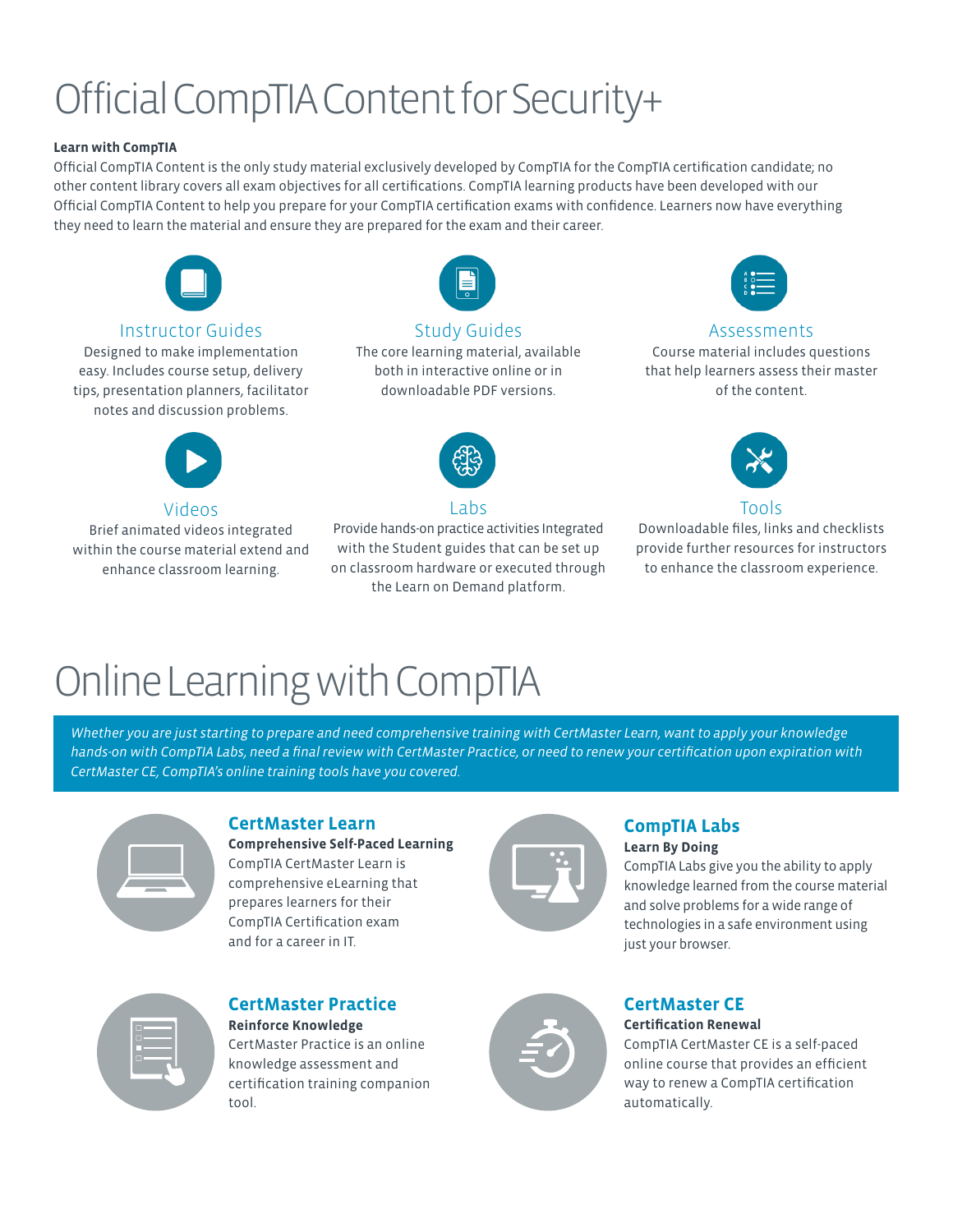# Official CompTIA Content for Security+

**Learn with CompTIA**

Official CompTIA Content is the only study material exclusively developed by CompTIA for the CompTIA certification candidate; no other content library covers all exam objectives for all certifications. CompTIA learning products have been developed with our Official CompTIA Content to help you prepare for your CompTIA certification exams with confidence. Learners now have everything they need to learn the material and ensure they are prepared for the exam and their career.

### Instructor Guides

Designed to make implementation easy. Includes course setup, delivery tips, presentation planners, facilitator notes and discussion problems.

### Study Guides

The core learning material, available both in interactive online or in downloadable PDF versions.

### Assessments

Course material includes questions that help learners assess their master of the content.

### Videos

Brief animated videos integrated within the course material extend and enhance classroom learning.

### Labs

Provide hands-on practice activities Integrated with the Student guides that can be set up on classroom hardware or executed through the Learn on Demand platform.

### Tools

Downloadable files, links and checklists provide further resources for instructors to enhance the classroom experience.

# Online Learning with CompTIA

*Whether you are just starting to prepare and need comprehensive training with CertMaster Learn, want to apply your knowledge hands-on with CompTIA Labs, need a final review with CertMaster Practice, or need to renew your certification upon expiration with CertMaster CE, CompTIA's online training tools have you covered.*

### CertMaster Learn

**Comprehensive Self-Paced Learning**

CompTIA CertMaster Learn is comprehensive eLearning that prepares learners for their CompTIA Certification exam and for a career in IT.

### CompTIA Labs

**Learn By Doing**

CompTIA Labs give you the ability to apply knowledge learned from the course material and solve problems for a wide range of technologies in a safe environment using just your browser.

### CertMaster Practice

**Reinforce Knowledge**

CertMaster Practice is an online knowledge assessment and certification training companion tool.

### CertMaster CE

**Certification Renewal**

CompTIA CertMaster CE is a self-paced online course that provides an efficient way to renew a CompTIA certification automatically.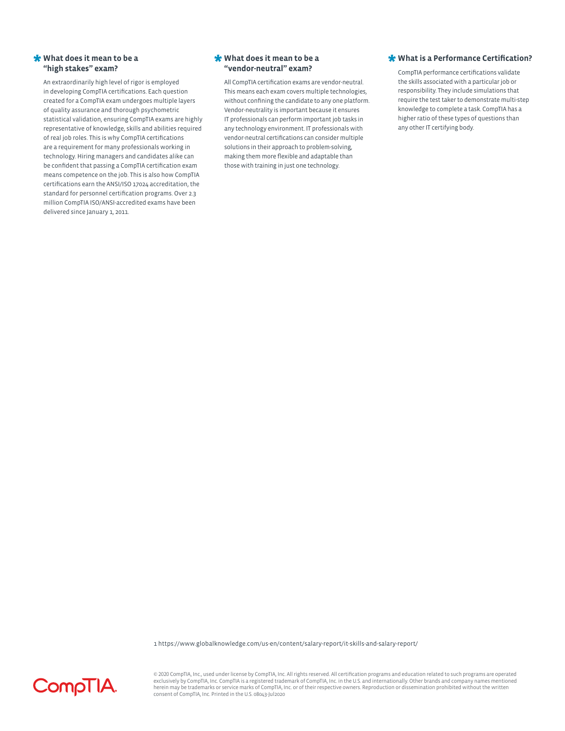## What does it mean to be a "high stakes" exam?

An extraordinarily high level of rigor is employed in developing CompTIA certifications. Each question created for a CompTIA exam undergoes multiple layers of quality assurance and thorough psychometric statistical validation, ensuring CompTIA exams are highly representative of knowledge, skills and abilities required of real job roles. This is why CompTIA certifications are a requirement for many professionals working in technology. Hiring managers and candidates alike can be confident that passing a CompTIA certification exam means competence on the job. This is also how CompTIA certifications earn the ANSI/ISO 17024 accreditation, the standard for personnel certification programs. Over 2.3 million CompTIA ISO/ANSI-accredited exams have been delivered since January 1, 2011.

## What does it mean to be a "vendor-neutral" exam?

All CompTIA certification exams are vendor-neutral. This means each exam covers multiple technologies, without confining the candidate to any one platform. Vendor-neutrality is important because it ensures IT professionals can perform important job tasks in any technology environment. IT professionals with vendor-neutral certifications can consider multiple solutions in their approach to problem-solving, making them more flexible and adaptable than those with training in just one technology.

## What is a Performance Certification?

CompTIA performance certifications validate the skills associated with a particular job or responsibility. They include simulations that require the test taker to demonstrate multi-step knowledge to complete a task. CompTIA has a higher ratio of these types of questions than any other IT certifying body.

1 https://www.globalknowledge.com/us-en/content/salary-report/it-skills-and-salary-report/

CompTIA.

© 2020 CompTIA, Inc., used under license by CompTIA, Inc. All rights reserved. All certification programs and education related to such programs are operated exclusively by CompTIA, Inc. CompTIA is a registered trademark of CompTIA, Inc. in the U.S. and internationally. Other brands and company names mentioned herein may be trademarks or service marks of CompTIA, Inc. or of their respective owners. Reproduction or dissemination prohibited without the written consent of CompTIA, Inc. Printed in the U.S. 08043-Jul2020